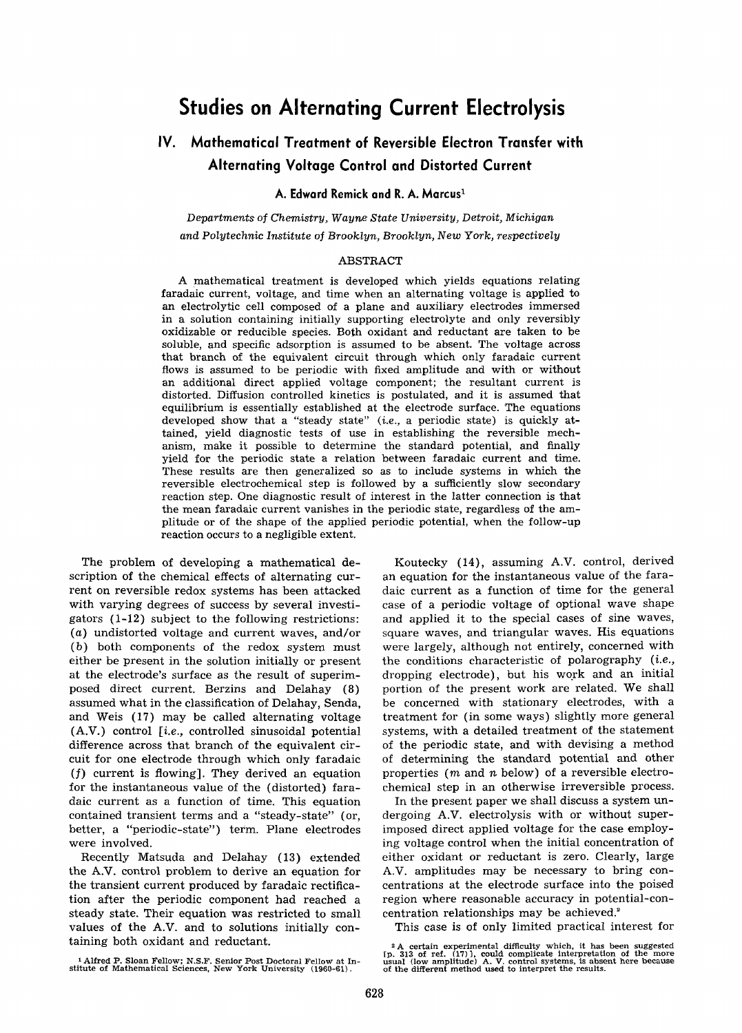# Studies on Alternating Current Electrolysis

## IV. Mathematical Treatment of Reversible Electron Transfer with Alternating Voltage Control and Distorted Current

**A. Edward Remick and R. A. Marcus[1]**

*Departments of Chemistry, Wayne State University, Detroit, Michigan and Polytechnic Institute of Brooklyn, Brooklyn, New York, respectively*

### ABSTRACT

A mathematical treatment is developed which yields equations relating faradaic current, voltage, and time when an alternating voltage is applied to an electrolytic cell composed of a plane and auxiliary electrodes immersed in a solution containing initially supporting electrolyte and only reversibly oxidizable or reducible species. Both oxidant and reductant are taken to be soluble, and specific adsorption is assumed to be absent. The voltage across that branch of the equivalent circuit through which only faradaic current flows is assumed to be periodic with fixed amplitude and with or without an additional direct applied voltage component; the resultant current is distorted. Diffusion controlled kinetics is postulated, and it is assumed that equilibrium is essentially established at the electrode surface. The equations developed show that a "steady state" (*i.e.*, a periodic state) is quickly attained, yield diagnostic tests of use in establishing the reversible mechanism, make it possible to determine the standard potential, and finally yield for the periodic state a relation between faradaic current and time. These results are then generalized so as to include systems in which the reversible electrochemical step is followed by a sufficiently slow secondary reaction step. One diagnostic result of interest in the latter connection is that the mean faradaic current vanishes in the periodic state, regardless of the amplitude or of the shape of the applied periodic potential, when the follow-up reaction occurs to a negligible extent.

The problem of developing a mathematical description of the chemical effects of alternating current on reversible redox systems has been attacked with varying degrees of success by several investigators (1-12) subject to the following restrictions: (*a*) undistorted voltage and current waves, and/or (*b*) both components of the redox system must either be present in the solution initially or present at the electrode's surface as the result of superimposed direct current. Berzins and Delahay (8) assumed what in the classification of Delahay, Senda, and Weis (17) may be called alternating voltage (A.V.) control [*i.e.*, controlled sinusoidal potential difference across that branch of the equivalent circuit for one electrode through which only faradaic (*f*) current is flowing]. They derived an equation for the instantaneous value of the (distorted) faradaic current as a function of time. This equation contained transient terms and a "steady-state" (or, better, a "periodic-state") term. Plane electrodes were involved.

Recently Matsuda and Delahay (13) extended the A.V. control problem to derive an equation for the transient current produced by faradaic rectification after the periodic component had reached a steady state. Their equation was restricted to small values of the A.V. and to solutions initially containing both oxidant and reductant.

Koutecky (14), assuming A.V. control, derived an equation for the instantaneous value of the faradaic current as a function of time for the general case of a periodic voltage of optional wave shape and applied it to the special cases of sine waves, square waves, and triangular waves. His equations were largely, although not entirely, concerned with the conditions characteristic of polarography (*i.e.*, dropping electrode), but his work and an initial portion of the present work are related. We shall be concerned with stationary electrodes, with a treatment for (in some ways) slightly more general systems, with a detailed treatment of the statement of the periodic state, and with devising a method of determining the standard potential and other properties ($m$ and $n$ below) of a reversible electrochemical step in an otherwise irreversible process.

In the present paper we shall discuss a system undergoing A.V. electrolysis with or without superimposed direct applied voltage for the case employing voltage control when the initial concentration of either oxidant or reductant is zero. Clearly, large A.V. amplitudes may be necessary to bring concentrations at the electrode surface into the poised region where reasonable accuracy in potential-concentration relationships may be achieved.[2]

This case is of only limited practical interest for

[1] Alfred P. Sloan Fellow; N.S.F. Senior Post Doctoral Fellow at Institute of Mathematical Sciences, New York University (1960-61).

[2] A certain experimental difficulty which, it has been suggested [p. 313 of ref. (17)], could complicate interpretation of the more usual (low amplitude) A. V. control systems, is absent here because of the different method used to interpret the results.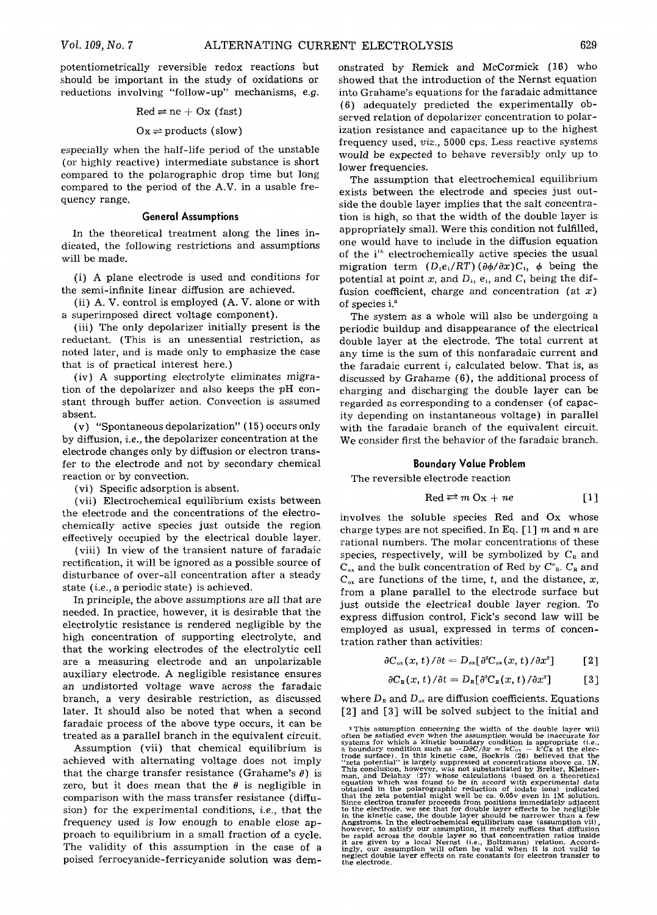potentiometrically reversible redox reactions but should be important in the study of oxidations or reductions involving "follow-up" mechanisms, *e.g.*

$$\text{Red} \rightleftharpoons ne + \text{Ox (fast)}$$

$$\text{Ox} \rightleftharpoons \text{products (slow)}$$

especially when the half-life period of the unstable (or highly reactive) intermediate substance is short compared to the polarographic drop time but long compared to the period of the A.V. in a usable frequency range.

## General Assumptions

In the theoretical treatment along the lines indicated, the following restrictions and assumptions will be made.

(i) A plane electrode is used and conditions for the semi-infinite linear diffusion are achieved.

(ii) A. V. control is employed (A. V. alone or with a superimposed direct voltage component).

(iii) The only depolarizer initially present is the reductant. (This is an unessential restriction, as noted later, and is made only to emphasize the case that is of practical interest here.)

(iv) A supporting electrolyte eliminates migration of the depolarizer and also keeps the $pH$ constant through buffer action. Convection is assumed absent.

(v) "Spontaneous depolarization" (15) occurs only by diffusion, *i.e.*, the depolarizer concentration at the electrode changes only by diffusion or electron transfer to the electrode and not by secondary chemical reaction or by convection.

(vi) Specific adsorption is absent.

(vii) Electrochemical equilibrium exists between the electrode and the concentrations of the electrochemically active species just outside the region effectively occupied by the electrical double layer.

(viii) In view of the transient nature of faradaic rectification, it will be ignored as a possible source of disturbance of over-all concentration after a steady state (*i.e.*, a periodic state) is achieved.

In principle, the above assumptions are all that are needed. In practice, however, it is desirable that the electrolytic resistance is rendered negligible by the high concentration of supporting electrolyte, and that the working electrodes of the electrolytic cell are a measuring electrode and an unpolarizable auxiliary electrode. A negligible resistance ensures an undistorted voltage wave across the faradaic branch, a very desirable restriction, as discussed later. It should also be noted that when a second faradaic process of the above type occurs, it can be treated as a parallel branch in the equivalent circuit.

Assumption (vii) that chemical equilibrium is achieved with alternating voltage does not imply that the charge transfer resistance (Grahame's $\theta$) is zero, but it does mean that the $\theta$ is negligible in comparison with the mass transfer resistance (diffusion) for the experimental conditions, *i.e.*, that the frequency used is low enough to enable close approach to equilibrium in a small fraction of a cycle. The validity of this assumption in the case of a poised ferrocyanide-ferricyanide solution was demonstrated by Remick and McCormick (16) who showed that the introduction of the Nernst equation into Grahame's equations for the faradaic admittance (6) adequately predicted the experimentally observed relation of depolarizer concentration to polarization resistance and capacitance up to the highest frequency used, *viz.*, 5000 cps. Less reactive systems would be expected to behave reversibly only up to lower frequencies.

The assumption that electrochemical equilibrium exists between the electrode and species just outside the double layer implies that the salt concentration is high, so that the width of the double layer is appropriately small. Were this condition not fulfilled, one would have to include in the diffusion equation of the $i^{th}$ electrochemically active species the usual migration term $(D_i e_i/RT)(\partial\phi/\partial x)C_i$, $\phi$ being the potential at point $x$, and $D_i$, $e_i$, and $C_i$ being the diffusion coefficient, charge and concentration (at $x$) of species i.[3]

The system as a whole will also be undergoing a periodic buildup and disappearance of the electrical double layer at the electrode. The total current at any time is the sum of this nonfaradaic current and the faradaic current $i_f$ calculated below. That is, as discussed by Grahame (6), the additional process of charging and discharging the double layer can be regarded as corresponding to a condenser (of capacity depending on instantaneous voltage) in parallel with the faradaic branch of the equivalent circuit. We consider first the behavior of the faradaic branch.

## Boundary Value Problem

The reversible electrode reaction

$$\text{Red} \rightleftharpoons m\,\text{Ox} + ne \qquad [1]$$

involves the soluble species Red and Ox whose charge types are not specified. In Eq. [1] $m$ and $n$ are rational numbers. The molar concentrations of these species, respectively, will be symbolized by $C_R$ and $C_{ox}$ and the bulk concentration of Red by $C^\circ_R$. $C_R$ and $C_{ox}$ are functions of the time, $t$, and the distance, $x$, from a plane parallel to the electrode surface but just outside the electrical double layer region. To express diffusion control, Fick's second law will be employed as usual, expressed in terms of concentration rather than activities:

$$\partial C_{ox}(x, t)/\partial t = D_{ox}[\partial^2 C_{ox}(x, t)/\partial x^2] \qquad [2]$$

$$\partial C_R(x, t)/\partial t = D_R[\partial^2 C_R(x, t)/\partial x^2] \qquad [3]$$

where $D_R$ and $D_{ox}$ are diffusion coefficients. Equations [2] and [3] will be solved subject to the initial and

[3] This assumption concerning the width of the double layer will often be satisfied even when the assumption would be inaccurate for systems for which a kinetic boundary condition is appropriate (*i.e.*, a boundary condition such as $-D\partial C/\partial x = kC_{ox} - k'C_R$ at the electrode surface). In this kinetic case, Bockris (26) believed that the "zeta potential" is largely suppressed at concentrations above ca. 1N. This conclusion, however, was not substantiated by Breiter, Kleinerman, and Delahay (27) whose calculations (based on a theoretical equation which was found to be in accord with experimental data obtained in the polarographic reduction of iodate ions) indicated that the zeta potential might well be ca. 0.05v even in 1M solution. Since electron transfer proceeds from positions immediately adjacent to the electrode, we see that for double layer effects to be negligible in the kinetic case, the double layer should be narrower than a few Angstroms. In the electrochemical equilibrium case (assumption vii), however, to satisfy our assumption, it merely suffices that diffusion be rapid across the double layer so that concentration ratios inside it are given by a local Nernst (*i.e.*, Boltzmann) relation. Accordingly, our assumption will often be valid when it is not valid to neglect double layer effects on rate constants for electron transfer to the electrode.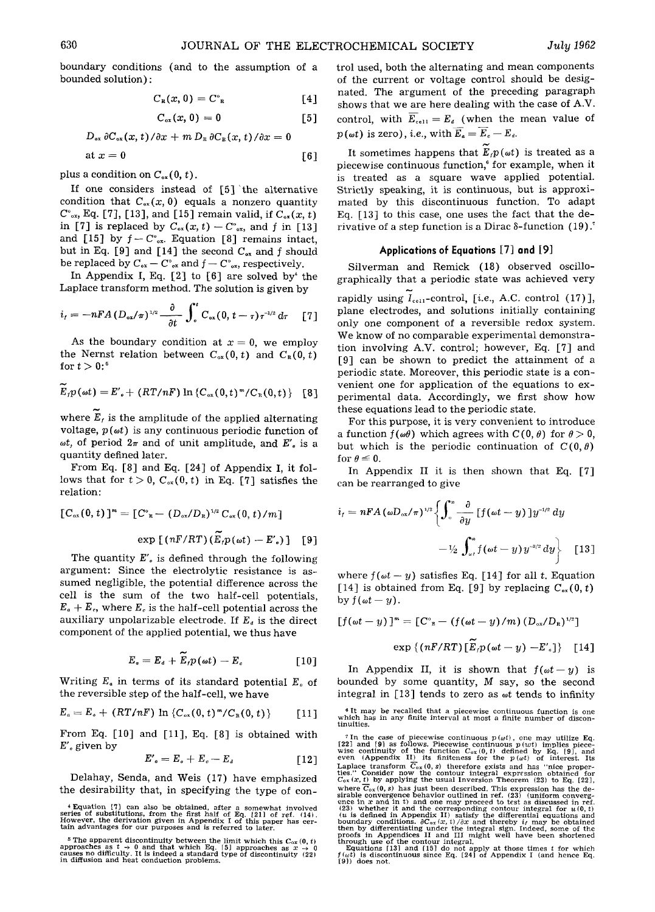boundary conditions (and to the assumption of a bounded solution):

$$C_R(x, 0) = C^\circ_R \quad [4]$$

$$C_{ox}(x, 0) = 0 \quad [5]$$

$$D_{ox}\, \partial C_{ox}(x, t)/\partial x + m\, D_R\, \partial C_R(x, t)/\partial x = 0$$

$$\text{at } x = 0 \quad [6]$$

plus a condition on $C_{ox}(0, t)$.

If one considers instead of [5] the alternative condition that $C_{ox}(x, 0)$ equals a nonzero quantity $C^\circ_{ox}$, Eq. [7], [13], and [15] remain valid, if $C_{ox}(x, t)$ in [7] is replaced by $C_{ox}(x, t) - C^\circ_{ox}$, and $f$ in [13] and [15] by $f - C^\circ_{ox}$. Equation [8] remains intact, but in Eq. [9] and [14] the second $C_{ox}$ and $f$ should be replaced by $C_{ox} - C^\circ_{ox}$ and $f - C^\circ_{ox}$, respectively.

In Appendix I, Eq. [2] to [6] are solved by[4] the Laplace transform method. The solution is given by

$$i_f = -nFA\,(D_{ox}/\pi)^{1/2}\, \frac{\partial}{\partial t} \int_0^t C_{ox}(0, t - \tau)\, \tau^{-1/2}\, d\tau \quad [7]$$

As the boundary condition at $x = 0$, we employ the Nernst relation between $C_{ox}(0, t)$ and $C_R(0, t)$ for $t > 0$:[5]

$$\tilde{E}_f p(\omega t) = E'_o + (RT/nF) \ln \{C_{ox}(0, t)^m / C_R(0, t)\} \quad [8]$$

where $\tilde{E}_f$ is the amplitude of the applied alternating voltage, $p(\omega t)$ is any continuous periodic function of $\omega t$, of period $2\pi$ and of unit amplitude, and $E'_o$ is a quantity defined later.

From Eq. [8] and Eq. [24] of Appendix I, it follows that for $t > 0$, $C_{ox}(0, t)$ in Eq. [7] satisfies the relation:

$$[C_{ox}(0, t)]^m = [C^\circ_R - (D_{ox}/D_R)^{1/2}\, C_{ox}(0, t)/m]$$

$$\exp\,[(nF/RT)(\tilde{E}_f p(\omega t) - E'_o)] \quad [9]$$

The quantity $E'_o$ is defined through the following argument: Since the electrolytic resistance is assumed negligible, the potential difference across the cell is the sum of the two half-cell potentials, $E_a + E_c$, where $E_c$ is the half-cell potential across the auxiliary unpolarizable electrode. If $E_d$ is the direct component of the applied potential, we thus have

$$E_a = E_d + \tilde{E}_f p(\omega t) - E_c \quad [10]$$

Writing $E_a$ in terms of its standard potential $E_o$ of the reversible step of the half-cell, we have

$$E_a = E_o + (RT/nF) \ln \{C_{ox}(0, t)^m / C_R(0, t)\} \quad [11]$$

From Eq. [10] and [11], Eq. [8] is obtained with $E'_o$ given by

$$E'_o = E_o + E_c - E_d \quad [12]$$

Delahay, Senda, and Weis (17) have emphasized the desirability that, in specifying the type of control used, both the alternating and mean components of the current or voltage control should be designated. The argument of the preceding paragraph shows that we are here dealing with the case of A.V. control, with $\overline{E}_{cell} = E_d$ (when the mean value of $p(\omega t)$ is zero), i.e., with $\overline{E}_a = \overline{E}_c - E_d$.

It sometimes happens that $\tilde{E}_f p(\omega t)$ is treated as a piecewise continuous function,[6] for example, when it is treated as a square wave applied potential. Strictly speaking, it is continuous, but is approximated by this discontinuous function. To adapt Eq. [13] to this case, one uses the fact that the derivative of a step function is a Dirac δ-function (19).[7]

### Applications of Equations [7] and [9]

Silverman and Remick (18) observed oscillographically that a periodic state was achieved very rapidly using $\tilde{I}_{cell}$-control, [i.e., A.C. control (17)], plane electrodes, and solutions initially containing only one component of a reversible redox system. We know of no comparable experimental demonstration involving A.V. control; however, Eq. [7] and [9] can be shown to predict the attainment of a periodic state. Moreover, this periodic state is a convenient one for application of the equations to experimental data. Accordingly, we first show how these equations lead to the periodic state.

For this purpose, it is very convenient to introduce a function $f(\omega\theta)$ which agrees with $C(0, \theta)$ for $\theta > 0$, but which is the periodic continuation of $C(0, \theta)$ for $\theta \leq 0$.

In Appendix II it is then shown that Eq. [7] can be rearranged to give

$$i_f = nFA\,(\omega D_{ox}/\pi)^{1/2} \left\{ \int_0^\infty \frac{\partial}{\partial y}\,[f(\omega t - y)]\, y^{-1/2}\, dy - \tfrac{1}{2} \int_{\omega t}^\infty f(\omega t - y)\, y^{-3/2}\, dy \right\} \quad [13]$$

where $f(\omega t - y)$ satisfies Eq. [14] for all $t$. Equation [14] is obtained from Eq. [9] by replacing $C_{ox}(0, t)$ by $f(\omega t - y)$.

$$[f(\omega t - y)]^m = [C^\circ_R - (f(\omega t - y)/m)\,(D_{ox}/D_R)^{1/2}]$$

$$\exp\,\{(nF/RT)[\tilde{E}_f p(\omega t - y) - E'_o]\} \quad [14]$$

In Appendix II, it is shown that $f(\omega t - y)$ is bounded by some quantity, $M$ say, so the second integral in [13] tends to zero as $\omega t$ tends to infinity

---

[4] Equation [7] can also be obtained, after a somewhat involved series of substitutions, from the first half of Eq. [21] of ref. (14). However, the derivation given in Appendix I of this paper has certain advantages for our purposes and is referred to later.

[5] The apparent discontinuity between the limit which this $C_{ox}(0, t)$ approaches as $t \to 0$ and that which Eq. [5] approaches as $x \to 0$ causes no difficulty. It is indeed a standard type of discontinuity (22) in diffusion and heat conduction problems.

[6] It may be recalled that a piecewise continuous function is one which has in any finite interval at most a finite number of discontinuities.

[7] In the case of piecewise continuous $p(\omega t)$, one may utilize Eq. [22] and [9] as follows. Piecewise continuous $p(\omega t)$ implies piecewise continuity of the function $C_{ox}(0, t)$ defined by Eq. [9], and even (Appendix II) its finiteness for the $p(\omega t)$ of interest. Its Laplace transform $\overline{C}_{ox}(0, s)$ therefore exists and has "nice properties." Consider now the contour integral expression obtained for $C_{ox}(x, t)$ by applying the usual Inversion Theorem (23) to Eq. [22], where $\overline{C}_{ox}(0, s)$ has just been described. This expression has the desirable convergence behavior outlined in ref. (23) (uniform convergence in $x$ and in $t$) and one may proceed to test as discussed in ref. (23) whether it and the corresponding contour integral for $u(0, t)$ ($u$ is defined in Appendix II) satisfy the differential equations and boundary conditions. $\partial C_{ox}(x, t)/\partial x$ and thereby $i_f$ may be obtained then by differentiating under the integral sign. Indeed, some of the proofs in Appendices II and III might well have been shortened through use of the contour integral.

Equations [13] and [15] do not apply at those times $t$ for which $f(\omega t)$ is discontinuous since Eq. [24] of Appendix I (and hence Eq. [9]) does not.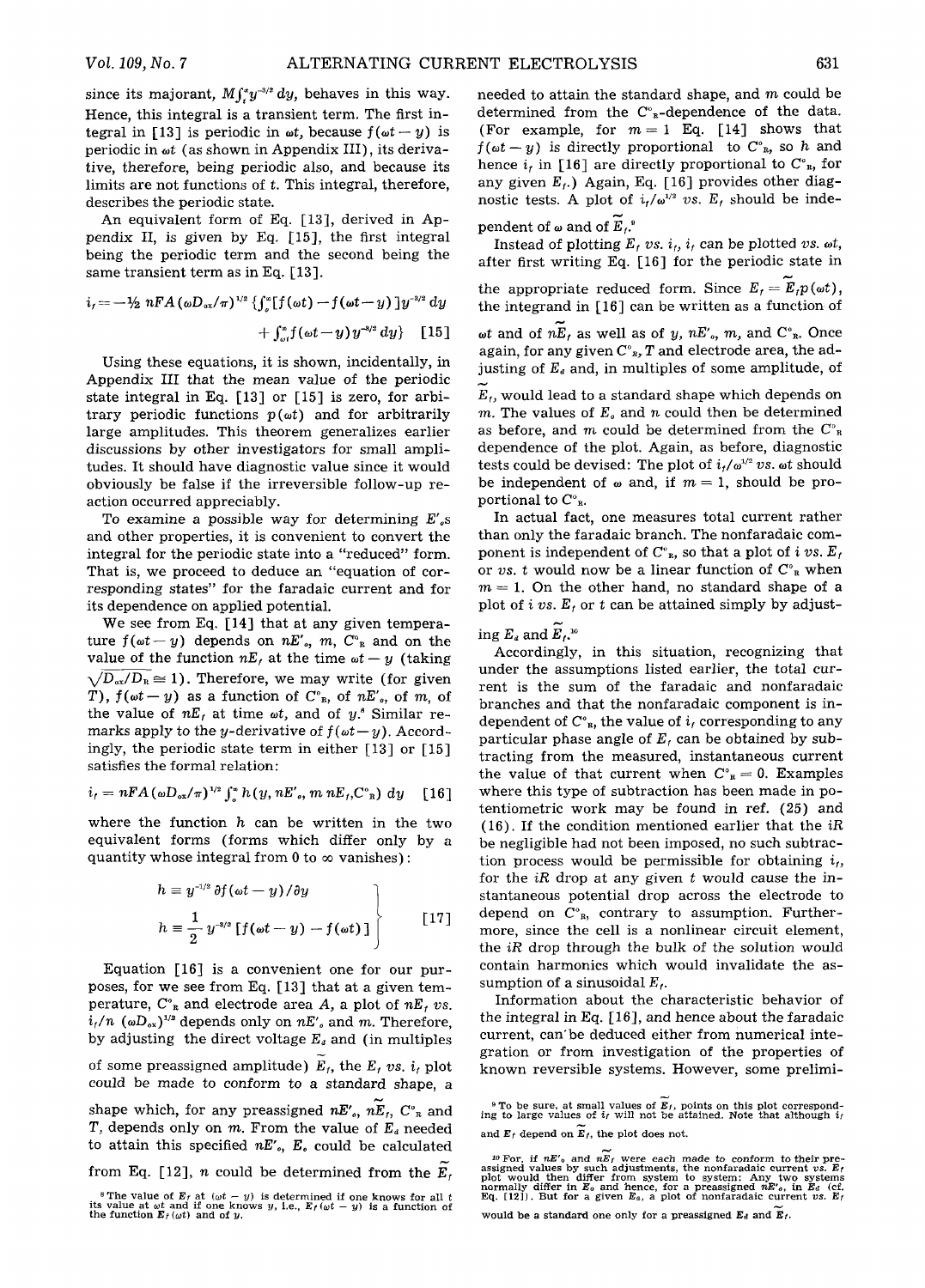since its majorant, $M\int_t^\infty y^{-3/2}\,dy$, behaves in this way. Hence, this integral is a transient term. The first integral in [13] is periodic in $\omega t$, because $f(\omega t - y)$ is periodic in $\omega t$ (as shown in Appendix III), its derivative, therefore, being periodic also, and because its limits are not functions of $t$. This integral, therefore, describes the periodic state.

An equivalent form of Eq. [13], derived in Appendix II, is given by Eq. [15], the first integral being the periodic term and the second being the same transient term as in Eq. [13].

$$i_f = -\tfrac{1}{2}\, nFA(\omega D_{ox}/\pi)^{1/2}\left\{\int_0^\infty [f(\omega t) - f(\omega t - y)]\, y^{-3/2}\, dy + \int_{\omega t}^\infty f(\omega t - y)\, y^{-3/2}\, dy\right\} \quad [15]$$

Using these equations, it is shown, incidentally, in Appendix III that the mean value of the periodic state integral in Eq. [13] or [15] is zero, for arbitrary periodic functions $p(\omega t)$ and for arbitrarily large amplitudes. This theorem generalizes earlier discussions by other investigators for small amplitudes. It should have diagnostic value since it would obviously be false if the irreversible follow-up reaction occurred appreciably.

To examine a possible way for determining $E'_o$s and other properties, it is convenient to convert the integral for the periodic state into a "reduced" form. That is, we proceed to deduce an "equation of corresponding states" for the faradaic current and for its dependence on applied potential.

We see from Eq. [14] that at any given temperature $f(\omega t - y)$ depends on $nE'_o$, $m$, $C^\circ_R$ and on the value of the function $nE_f$ at the time $\omega t - y$ (taking $\sqrt{D_{ox}/D_R} \cong 1$). Therefore, we may write (for given $T$), $f(\omega t - y)$ as a function of $C^\circ_R$, of $nE'_o$, of $m$, of the value of $nE_f$ at time $\omega t$, and of $y$.[8] Similar remarks apply to the $y$-derivative of $f(\omega t - y)$. Accordingly, the periodic state term in either [13] or [15] satisfies the formal relation:

$$i_f = nFA(\omega D_{ox}/\pi)^{1/2}\int_0^\infty h(y, nE'_o, m\, nE_f, C^\circ_R)\, dy \quad [16]$$

where the function $h$ can be written in the two equivalent forms (forms which differ only by a quantity whose integral from 0 to $\infty$ vanishes):

$$\left.\begin{aligned} h &\equiv y^{-1/2}\, \partial f(\omega t - y)/\partial y \\ h &\equiv \frac{1}{2}\, y^{-3/2}\, [f(\omega t - y) - f(\omega t)] \end{aligned}\right\} \quad [17]$$

Equation [16] is a convenient one for our purposes, for we see from Eq. [13] that at a given temperature, $C^\circ_R$ and electrode area $A$, a plot of $nE_f$ vs. $i_f/n\,(\omega D_{ox})^{1/2}$ depends only on $nE'_o$ and $m$. Therefore, by adjusting the direct voltage $E_d$ and (in multiples of some preassigned amplitude) $\tilde{E}_f$, the $E_f$ vs. $i_f$ plot could be made to conform to a standard shape, a shape which, for any preassigned $nE'_o$, $n\tilde{E}_f$, $C^\circ_R$ and $T$, depends only on $m$. From the value of $E_d$ needed to attain this specified $nE'_o$, $E_o$ could be calculated from Eq. [12], $n$ could be determined from the $\tilde{E}_f$ needed to attain the standard shape, and $m$ could be determined from the $C^\circ_R$-dependence of the data. (For example, for $m = 1$ Eq. [14] shows that $f(\omega t - y)$ is directly proportional to $C^\circ_R$, so $h$ and hence $i_f$ in [16] are directly proportional to $C^\circ_R$, for any given $E_f$.) Again, Eq. [16] provides other diagnostic tests. A plot of $i_f/\omega^{1/2}$ vs. $E_f$ should be independent of $\omega$ and of $\tilde{E}_f$.[9]

Instead of plotting $E_f$ vs. $i_f$, $i_f$ can be plotted vs. $\omega t$, after first writing Eq. [16] for the periodic state in the appropriate reduced form. Since $E_f = \tilde{E}_f p(\omega t)$, the integrand in [16] can be written as a function of $\omega t$ and of $n\tilde{E}_f$ as well as of $y$, $nE'_o$, $m$, and $C^\circ_R$. Once again, for any given $C^\circ_R$, $T$ and electrode area, the adjusting of $E_d$ and, in multiples of some amplitude, of $\tilde{E}_f$, would lead to a standard shape which depends on $m$. The values of $E_o$ and $n$ could then be determined as before, and $m$ could be determined from the $C^\circ_R$ dependence of the plot. Again, as before, diagnostic tests could be devised: The plot of $i_f/\omega^{1/2}$ vs. $\omega t$ should be independent of $\omega$ and, if $m = 1$, should be proportional to $C^\circ_R$.

In actual fact, one measures total current rather than only the faradaic branch. The nonfaradaic component is independent of $C^\circ_R$, so that a plot of $i$ vs. $E_f$ or vs. $t$ would now be a linear function of $C^\circ_R$ when $m = 1$. On the other hand, no standard shape of a plot of $i$ vs. $E_f$ or $t$ can be attained simply by adjusting $E_d$ and $\tilde{E}_f$.[10]

Accordingly, in this situation, recognizing that under the assumptions listed earlier, the total current is the sum of the faradaic and nonfaradaic branches and that the nonfaradaic component is independent of $C^\circ_R$, the value of $i_f$ corresponding to any particular phase angle of $E_f$ can be obtained by subtracting from the measured, instantaneous current the value of that current when $C^\circ_R = 0$. Examples where this type of subtraction has been made in potentiometric work may be found in ref. (25) and (16). If the condition mentioned earlier that the $iR$ be negligible had not been imposed, no such subtraction process would be permissible for obtaining $i_f$, for the $iR$ drop at any given $t$ would cause the instantaneous potential drop across the electrode to depend on $C^\circ_R$, contrary to assumption. Furthermore, since the cell is a nonlinear circuit element, the $iR$ drop through the bulk of the solution would contain harmonics which would invalidate the assumption of a sinusoidal $E_f$.

Information about the characteristic behavior of the integral in Eq. [16], and hence about the faradaic current, can be deduced either from numerical integration or from investigation of the properties of known reversible systems. However, some prelimi-

---

[8] The value of $E_f$ at $(\omega t - y)$ is determined if one knows for all $t$ its value at $\omega t$ and if one knows $y$, i.e., $E_f(\omega t - y)$ is a function of the function $E_f(\omega t)$ and of $y$.

[9] To be sure, at small values of $\tilde{E}_f$, points on this plot corresponding to large values of $i_f$ will not be attained. Note that although $i_f$ and $E_f$ depend on $\tilde{E}_f$, the plot does not.

[10] For, if $nE'_o$ and $n\tilde{E}_f$ were each made to conform to their preassigned values by such adjustments, the nonfaradaic current vs. $E_f$ plot would then differ from system to system: Any two systems normally differ in $E_o$ and hence, for a preassigned $nE'_o$, in $E_d$ (cf. Eq. [12]). But for a given $E_d$, a plot of nonfaradaic current vs. $E_f$ would be a standard one only for a preassigned $E_d$ and $\tilde{E}_f$.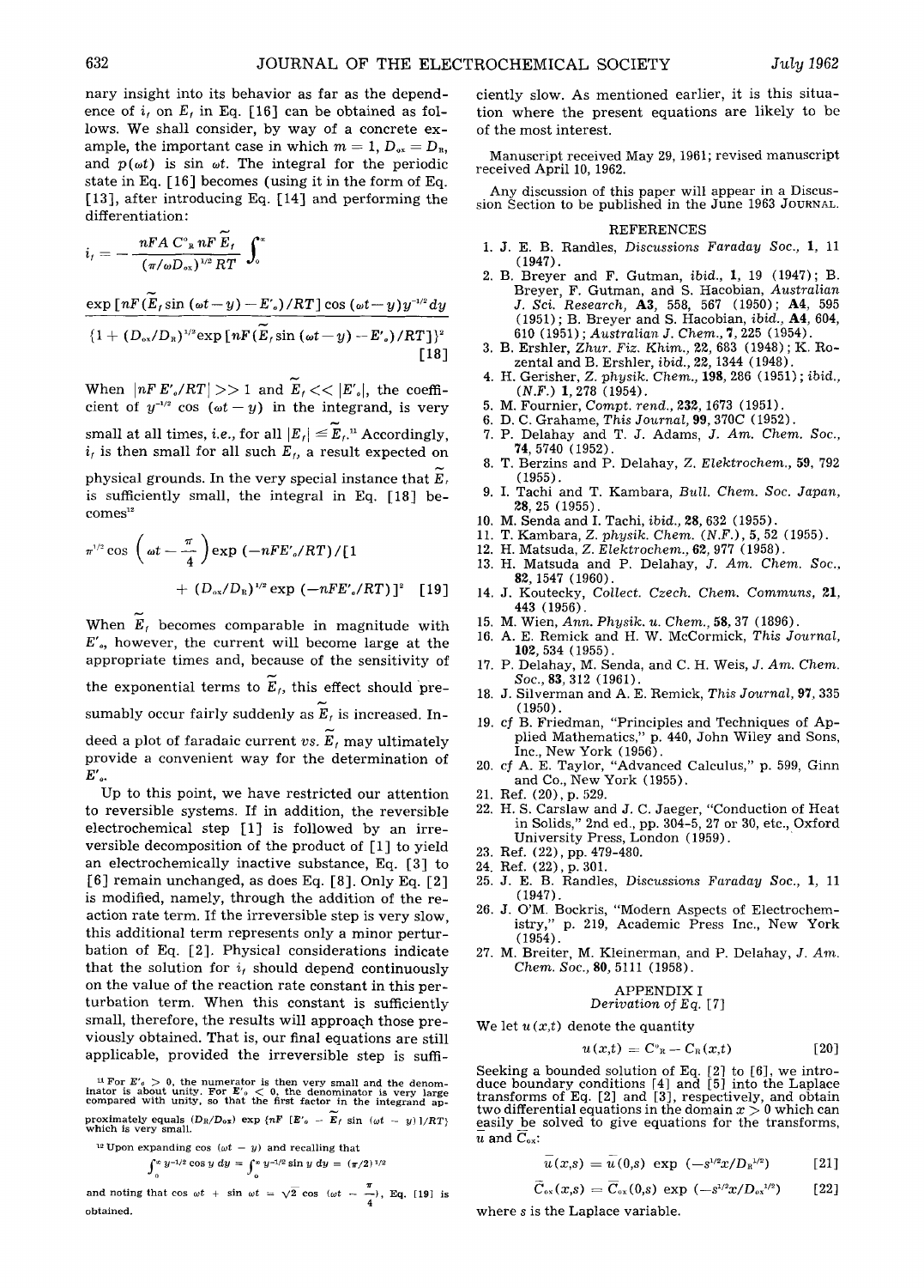nary insight into its behavior as far as the dependence of $i_f$ on $E_f$ in Eq. [16] can be obtained as follows. We shall consider, by way of a concrete example, the important case in which $m = 1$, $D_{ox} = D_R$, and $p(\omega t)$ is $\sin \omega t$. The integral for the periodic state in Eq. [16] becomes (using it in the form of Eq. [13], after introducing Eq. [14] and performing the differentiation:

$$i_f = -\frac{nFA\,C^{\circ}_R\,nF\,\tilde{E}_f}{(\pi/\omega D_{ox})^{1/2}\,RT}\int_0^{\infty}\frac{\exp\,[nF(\tilde{E}_f \sin(\omega t - y) - E'_o)/RT]\cos(\omega t - y)y^{-1/2}dy}{\{1 + (D_{ox}/D_R)^{1/2}\exp\,[nF(\tilde{E}_f \sin(\omega t - y) - E'_o)/RT]\}^2} \quad [18]$$

When $|nF\,E'_o/RT| >> 1$ and $\tilde{E}_f << |E'_o|$, the coefficient of $y^{-1/2}\cos(\omega t - y)$ in the integrand, is very small at all times, *i.e.*, for all $|E_f| \leq \tilde{E}_f$.[11] Accordingly, $i_f$ is then small for all such $E_f$, a result expected on physical grounds. In the very special instance that $\tilde{E}_f$ is sufficiently small, the integral in Eq. [18] becomes[12]

$$\pi^{1/2}\cos\left(\omega t - \frac{\pi}{4}\right)\exp\,(-nFE'_o/RT)/[1 + (D_{ox}/D_R)^{1/2}\exp\,(-nFE'_o/RT)]^2 \quad [19]$$

When $\tilde{E}_f$ becomes comparable in magnitude with $E'_o$, however, the current will become large at the appropriate times and, because of the sensitivity of the exponential terms to $\tilde{E}_f$, this effect should presumably occur fairly suddenly as $\tilde{E}_f$ is increased. Indeed a plot of faradaic current *vs.* $\tilde{E}_f$ may ultimately provide a convenient way for the determination of $E'_o$.

Up to this point, we have restricted our attention to reversible systems. If in addition, the reversible electrochemical step [1] is followed by an irreversible decomposition of the product of [1] to yield an electrochemically inactive substance, Eq. [3] to [6] remain unchanged, as does Eq. [8]. Only Eq. [2] is modified, namely, through the addition of the reaction rate term. If the irreversible step is very slow, this additional term represents only a minor perturbation of Eq. [2]. Physical considerations indicate that the solution for $i_f$ should depend continuously on the value of the reaction rate constant in this perturbation term. When this constant is sufficiently small, therefore, the results will approach those previously obtained. That is, our final equations are still applicable, provided the irreversible step is sufficiently slow. As mentioned earlier, it is this situation where the present equations are likely to be of the most interest.

[11] For $E'_o > 0$, the numerator is then very small and the denominator is about unity. For $E'_o < 0$, the denominator is very large compared with unity, so that the first factor in the integrand approximately equals $(D_R/D_{ox})\exp\,\{nF\,[E'_o - \tilde{E}_f \sin(\omega t - y)]/RT\}$ which is very small.

[12] Upon expanding $\cos(\omega t - y)$ and recalling that

$$\int_0^{\infty} y^{-1/2}\cos y\,dy = \int_0^{\infty} y^{-1/2}\sin y\,dy = (\pi/2)^{1/2}$$

and noting that $\cos \omega t + \sin \omega t = \sqrt{2}\cos\left(\omega t - \frac{\pi}{4}\right)$, Eq. [19] is obtained.

Manuscript received May 29, 1961; revised manuscript received April 10, 1962.

Any discussion of this paper will appear in a Discussion Section to be published in the June 1963 JOURNAL.

## REFERENCES

1. J. E. B. Randles, *Discussions Faraday Soc.*, **1**, 11 (1947).
2. B. Breyer and F. Gutman, *ibid.*, **1**, 19 (1947); B. Breyer, F. Gutman, and S. Hacobian, *Australian J. Sci. Research*, **A3**, 558, 567 (1950); **A4**, 595 (1951); B. Breyer and S. Hacobian, *ibid.*, **A4**, 604, 610 (1951); *Australian J. Chem.*, **7**, 225 (1954).
3. B. Ershler, *Zhur. Fiz. Khim.*, **22**, 683 (1948); K. Rozental and B. Ershler, *ibid.*, **22**, 1344 (1948).
4. H. Gerisher, *Z. physik. Chem.*, **198**, 286 (1951); *ibid.*, (*N.F.*) **1**, 278 (1954).
5. M. Fournier, *Compt. rend.*, **232**, 1673 (1951).
6. D. C. Grahame, *This Journal*, **99**, 370C (1952).
7. P. Delahay and T. J. Adams, *J. Am. Chem. Soc.*, **74**, 5740 (1952).
8. T. Berzins and P. Delahay, *Z. Elektrochem.*, **59**, 792 (1955).
9. I. Tachi and T. Kambara, *Bull. Chem. Soc. Japan*, **28**, 25 (1955).
10. M. Senda and I. Tachi, *ibid.*, **28**, 632 (1955).
11. T. Kambara, *Z. physik. Chem.* (*N.F.*), **5**, 52 (1955).
12. H. Matsuda, *Z. Elektrochem.*, **62**, 977 (1958).
13. H. Matsuda and P. Delahay, *J. Am. Chem. Soc.*, **82**, 1547 (1960).
14. J. Koutecky, *Collect. Czech. Chem. Communs*, **21**, 443 (1956).
15. M. Wien, *Ann. Physik. u. Chem.*, **58**, 37 (1896).
16. A. E. Remick and H. W. McCormick, *This Journal*, **102**, 534 (1955).
17. P. Delahay, M. Senda, and C. H. Weis, *J. Am. Chem. Soc.*, **83**, 312 (1961).
18. J. Silverman and A. E. Remick, *This Journal*, **97**, 335 (1950).
19. *cf* B. Friedman, "Principles and Techniques of Applied Mathematics," p. 440, John Wiley and Sons, Inc., New York (1956).
20. *cf* A. E. Taylor, "Advanced Calculus," p. 599, Ginn and Co., New York (1955).
21. Ref. (20), p. 529.
22. H. S. Carslaw and J. C. Jaeger, "Conduction of Heat in Solids," 2nd ed., pp. 304-5, 27 or 30, etc., Oxford University Press, London (1959).
23. Ref. (22), pp. 479-480.
24. Ref. (22), p. 301.
25. J. E. B. Randles, *Discussions Faraday Soc.*, **1**, 11 (1947).
26. J. O'M. Bockris, "Modern Aspects of Electrochemistry," p. 219, Academic Press Inc., New York (1954).
27. M. Breiter, M. Kleinerman, and P. Delahay, *J. Am. Chem. Soc.*, **80**, 5111 (1958).

## APPENDIX I
### *Derivation of Eq. [7]*

We let $u(x,t)$ denote the quantity

$$u(x,t) = C^{\circ}_R - C_R(x,t) \quad [20]$$

Seeking a bounded solution of Eq. [2] to [6], we introduce boundary conditions [4] and [5] into the Laplace transforms of Eq. [2] and [3], respectively, and obtain two differential equations in the domain $x > 0$ which can easily be solved to give equations for the transforms, $\bar{u}$ and $\bar{C}_{ox}$:

$$\bar{u}(x,s) = \bar{u}(0,s)\exp\,(-s^{1/2}x/D_R^{1/2}) \quad [21]$$

$$\bar{C}_{ox}(x,s) = \bar{C}_{ox}(0,s)\exp\,(-s^{1/2}x/D_{ox}^{1/2}) \quad [22]$$

where $s$ is the Laplace variable.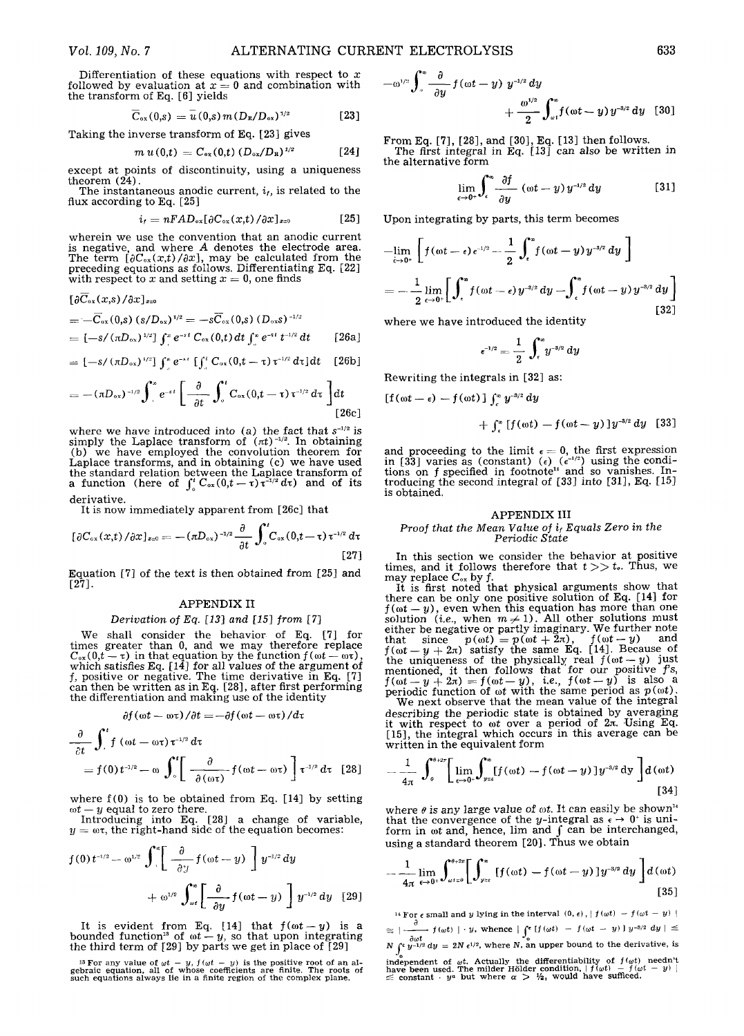Differentiation of these equations with respect to $x$ followed by evaluation at $x = 0$ and combination with the transform of Eq. [6] yields

$$\bar{C}_{ox}(0,s) = \bar{u}(0,s)\, m\, (D_R/D_{ox})^{1/2} \qquad [23]$$

Taking the inverse transform of Eq. [23] gives

$$m\, u(0,t) = C_{ox}(0,t)\, (D_{ox}/D_R)^{1/2} \qquad [24]$$

except at points of discontinuity, using a uniqueness theorem (24).

The instantaneous anodic current, $i_f$, is related to the flux according to Eq. [25]

$$i_f = nFAD_{ox}[\partial C_{ox}(x,t)/\partial x]_{x=0} \qquad [25]$$

wherein we use the convention that an anodic current is negative, and where $A$ denotes the electrode area. The term $[\partial C_{ox}(x,t)/\partial x]$, may be calculated from the preceding equations as follows. Differentiating Eq. [22] with respect to $x$ and setting $x = 0$, one finds

$$[\partial \bar{C}_{ox}(x,s)/\partial x]_{x=0}$$

$$= -\bar{C}_{ox}(0,s)\,(s/D_{ox})^{1/2} = -s\bar{C}_{ox}(0,s)\,(D_{ox}s)^{-1/2}$$

$$= [-s/(\pi D_{ox})^{1/2}] \int_0^\infty e^{-st}\, C_{ox}(0,t)\, dt \int_0^\infty e^{-st}\, t^{-1/2}\, dt \qquad [26a]$$

$$= [-s/(\pi D_{ox})^{1/2}] \int_0^\infty e^{-st} \left[\int_0^t C_{ox}(0,t-\tau)\,\tau^{-1/2}\, d\tau\right] dt \qquad [26b]$$

$$= -(\pi D_{ox})^{-1/2} \int_0^\infty e^{-st} \left[\frac{\partial}{\partial t}\int_0^t C_{ox}(0,t-\tau)\,\tau^{-1/2}\, d\tau\right] dt \qquad [26c]$$

where we have introduced into (a) the fact that $s^{-1/2}$ is simply the Laplace transform of $(\pi t)^{-1/2}$. In obtaining (b) we have employed the convolution theorem for Laplace transforms, and in obtaining (c) we have used the standard relation between the Laplace transform of a function (here of $\int_0^t C_{ox}(0,t-\tau)\tau^{-1/2}d\tau$) and of its derivative.

It is now immediately apparent from [26c] that

$$[\partial C_{ox}(x,t)/\partial x]_{x=0} = -(\pi D_{ox})^{-1/2} \frac{\partial}{\partial t}\int_0^t C_{ox}(0,t-\tau)\,\tau^{-1/2}\, d\tau \qquad [27]$$

Equation [7] of the text is then obtained from [25] and [27].

## APPENDIX II

### *Derivation of Eq. [13] and [15] from [7]*

We shall consider the behavior of Eq. [7] for times greater than 0, and we may therefore replace $C_{ox}(0,t-\tau)$ in that equation by the function $f(\omega t - \omega\tau)$, which satisfies Eq. [14] for all values of the argument of $f$, positive or negative. The time derivative in Eq. [7] can then be written as in Eq. [28], after first performing the differentiation and making use of the identity

$$\partial f(\omega t - \omega\tau)/\partial t = -\partial f(\omega t - \omega\tau)/d\tau$$

$$\frac{\partial}{\partial t}\int_0^t f(\omega t - \omega\tau)\,\tau^{-1/2}\, d\tau = f(0)\,t^{-1/2} - \omega\int_0^t \left[\frac{\partial}{\partial(\omega\tau)} f(\omega t - \omega\tau)\right]\tau^{-1/2}\, d\tau \qquad [28]$$

where $f(0)$ is to be obtained from Eq. [14] by setting $\omega t - y$ equal to zero there.

Introducing into Eq. [28] a change of variable, $y = \omega\tau$, the right-hand side of the equation becomes:

$$f(0)\,t^{-1/2} - \omega^{1/2}\int_0^\infty \left[\frac{\partial}{\partial y} f(\omega t - y)\right] y^{-1/2}\, dy + \omega^{1/2}\int_{\omega t}^\infty \left[\frac{\partial}{\partial y} f(\omega t - y)\right] y^{-1/2}\, dy \qquad [29]$$

It is evident from Eq. [14] that $f(\omega t - y)$ is a bounded function[13] of $\omega t - y$, so that upon integrating the third term of [29] by parts we get in place of [29]

$$-\omega^{1/2}\int_0^\infty \frac{\partial}{\partial y} f(\omega t - y)\, y^{-1/2}\, dy + \frac{\omega^{1/2}}{2}\int_{\omega t}^\infty f(\omega t - y)\, y^{-3/2}\, dy \qquad [30]$$

From Eq. [7], [28], and [30], Eq. [13] then follows.

The first integral in Eq. [13] can also be written in the alternative form

$$\lim_{\epsilon\to 0^+}\int_\epsilon^\infty \frac{\partial f}{\partial y}(\omega t - y)\, y^{-1/2}\, dy \qquad [31]$$

Upon integrating by parts, this term becomes

$$-\lim_{\epsilon\to 0^+}\left[f(\omega t - \epsilon)\,\epsilon^{-1/2} - \frac{1}{2}\int_\epsilon^\infty f(\omega t - y)\, y^{-3/2}\, dy\right]$$

$$= -\frac{1}{2}\lim_{\epsilon\to 0^+}\left[\int_\epsilon^\infty f(\omega t - \epsilon)\, y^{-3/2}\, dy - \int_\epsilon^\infty f(\omega t - y)\, y^{-3/2}\, dy\right] \qquad [32]$$

where we have introduced the identity

$$\epsilon^{-1/2} = \frac{1}{2}\int_\epsilon^\infty y^{-3/2}\, dy$$

Rewriting the integrals in [32] as:

$$[f(\omega t - \epsilon) - f(\omega t)]\int_\epsilon^\infty y^{-3/2}\, dy + \int_\epsilon^\infty [f(\omega t) - f(\omega t - y)]\, y^{-3/2}\, dy \qquad [33]$$

and proceeding to the limit $\epsilon = 0$, the first expression in [33] varies as (constant) $(\epsilon)$ $(\epsilon^{-1/2})$ using the conditions on $f$ specified in footnote[14] and so vanishes. Introducing the second integral of [33] into [31], Eq. [15] is obtained.

## APPENDIX III

### *Proof that the Mean Value of $i_f$ Equals Zero in the Periodic State*

In this section we consider the behavior at positive times, and it follows therefore that $t >> t_0$. Thus, we may replace $C_{ox}$ by $f$.

It is first noted that physical arguments show that there can be only one positive solution of Eq. [14] for $f(\omega t - y)$, even when this equation has more than one solution (i.e., when $m \neq 1$). All other solutions must either be negative or partly imaginary. We further note that since $p(\omega t) = p(\omega t + 2\pi)$, $f(\omega t - y)$ and $f(\omega t - y + 2\pi)$ satisfy the same Eq. [14]. Because of the uniqueness of the physically real $f(\omega t - y)$ just mentioned, it then follows that for our positive $f$'s, $f(\omega t - y + 2\pi) = f(\omega t - y)$, i.e., $f(\omega t - y)$ is also a periodic function of $\omega t$ with the same period as $p(\omega t)$.

We next observe that the mean value of the integral describing the periodic state is obtained by averaging it with respect to $\omega t$ over a period of $2\pi$. Using Eq. [15], the integral which occurs in this average can be written in the equivalent form

$$-\frac{1}{4\pi}\int_\theta^{\theta+2\pi}\left[\lim_{\epsilon\to 0^+}\int_{y=\epsilon}^\infty [f(\omega t) - f(\omega t - y)]\, y^{-3/2}\, dy\right] d(\omega t) \qquad [34]$$

where $\theta$ is any large value of $\omega t$. It can easily be shown[14] that the convergence of the $y$-integral as $\epsilon \to 0^+$ is uniform in $\omega t$ and, hence, lim and $\int$ can be interchanged, using a standard theorem [20]. Thus we obtain

$$-\frac{1}{4\pi}\lim_{\epsilon\to 0^+}\int_{\omega t=\theta}^{\theta+2\pi}\left[\int_{y=\epsilon}^\infty [f(\omega t) - f(\omega t - y)]\, y^{-3/2}\, dy\right] d(\omega t) \qquad [35]$$

---

[13] For any value of $\omega t - y$, $f(\omega t - y)$ is the positive root of an algebraic equation, all of whose coefficients are finite. The roots of such equations always lie in a finite region of the complex plane.

[14] For $\epsilon$ small and $y$ lying in the interval $(0, \epsilon)$, $|f(\omega t) - f(\omega t - y)| \cong \left|\frac{\partial}{\partial \omega t} f(\omega t)\right| \cdot y$, whence $\left|\int_0^\epsilon [f(\omega t) - f(\omega t - y)]\, y^{-3/2}\, dy\right| \leq N\int_0^\epsilon y^{-1/2}\, dy = 2N\epsilon^{1/2}$, where $N$, an upper bound to the derivative, is independent of $\omega t$. Actually the differentiability of $f(\omega t)$ needn't have been used. The milder Hölder condition, $|f(\omega t) - f(\omega t - y)| \leq$ constant $\cdot\, y^\alpha$ but where $\alpha > 1/2$, would have sufficed.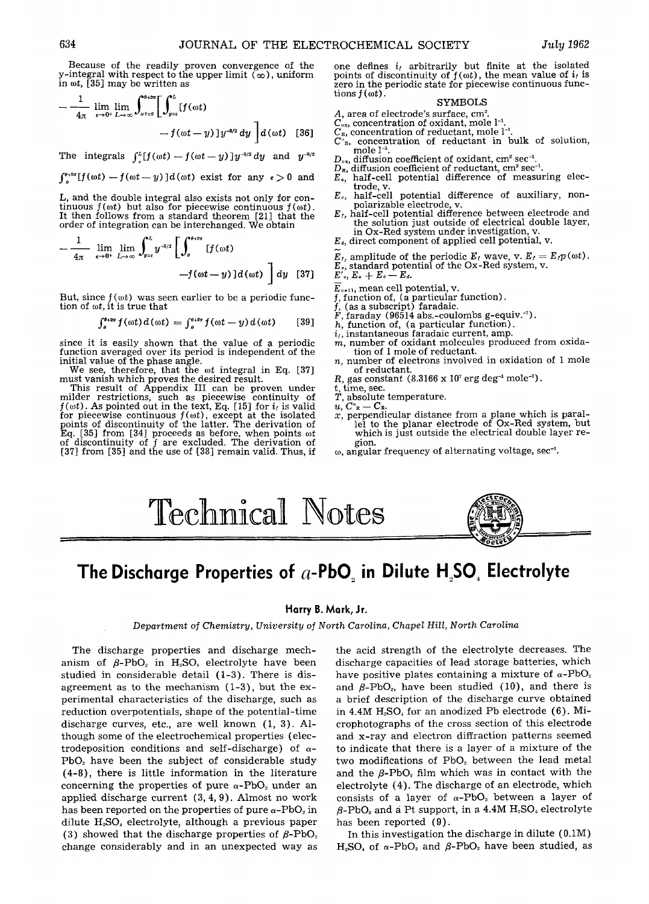Because of the readily proven convergence of the y-integral with respect to the upper limit ($\infty$), uniform in $\omega t$, [35] may be written as

$$-\frac{1}{4\pi}\lim_{\epsilon\to 0^+}\lim_{L\to\infty}\int_{\omega t=\theta}^{\theta+2\pi}\left[\int_{y=\epsilon}^{L}[f(\omega t) - f(\omega t - y)]y^{-3/2}dy\right]d(\omega t) \quad [36]$$

The integrals $\int_\epsilon^L[f(\omega t) - f(\omega t - y)]y^{-3/2}dy$ and $y^{-3/2}$ $\int_\theta^{\theta+2\pi}[f(\omega t) - f(\omega t - y)]d(\omega t)$ exist for any $\epsilon > 0$ and $L$, and the double integral also exists not only for continuous $f(\omega t)$ but also for piecewise continuous $f(\omega t)$. It then follows from a standard theorem [21] that the order of integration can be interchanged. We obtain

$$-\frac{1}{4\pi}\lim_{\epsilon\to 0^+}\lim_{L\to\infty}\int_{y=\epsilon}^{L}y^{-3/2}\left[\int_\theta^{\theta+2\pi}[f(\omega t) - f(\omega t - y)]d(\omega t)\right]dy \quad [37]$$

But, since $f(\omega t)$ was seen earlier to be a periodic function of $\omega t$, it is true that

$$\int_\theta^{\theta+2\pi}f(\omega t)d(\omega t) = \int_\theta^{\theta+2\pi}f(\omega t - y)d(\omega t) \quad [39]$$

since it is easily shown that the value of a periodic function averaged over its period is independent of the initial value of the phase angle.

We see, therefore, that the $\omega t$ integral in Eq. [37] must vanish which proves the desired result.

This result of Appendix III can be proven under milder restrictions, such as piecewise continuity of $f(\omega t)$. As pointed out in the text, Eq. [15] for $i_f$ is valid for piecewise continuous $f(\omega t)$, except at the isolated points of discontinuity of the latter. The derivation of Eq. [35] from [34] proceeds as before, when points $\omega t$ of discontinuity of $f$ are excluded. The derivation of [37] from [35] and the use of [38] remain valid. Thus, if one defines $i_f$ arbitrarily but finite at the isolated points of discontinuity of $f(\omega t)$, the mean value of $i_f$ is zero in the periodic state for piecewise continuous functions $f(\omega t)$.

## SYMBOLS

$A$, area of electrode's surface, cm$^2$.
$C_{ox}$, concentration of oxidant, mole l$^{-1}$.
$C_R$, concentration of reductant, mole l$^{-1}$.
$C^o_R$, concentration of reductant in bulk of solution, mole l$^{-1}$.
$D_{ox}$, diffusion coefficient of oxidant, cm$^2$ sec$^{-1}$.
$D_R$, diffusion coefficient of reductant, cm$^2$ sec$^{-1}$.
$E_a$, half-cell potential difference of measuring electrode, v.
$E_c$, half-cell potential difference of auxiliary, nonpolarizable electrode, v.
$E_f$, half-cell potential difference between electrode and the solution just outside of electrical double layer, in Ox-Red system under investigation, v.
$E_d$, direct component of applied cell potential, v.
$\tilde{E}_f$, amplitude of the periodic $E_f$ wave, v. $E_f = \tilde{E}_f p(\omega t)$.
$E_o$, standard potential of the Ox-Red system, v.
$E'_o$, $E_o + E_c - E_d$.
$\overline{E}_{cell}$, mean cell potential, v.
$f$, function of, (a particular function).
$f$, (as a subscript) faradaic.
$F$, faraday (96514 abs.-coulombs g-equiv.$^{-1}$).
$h$, function of, (a particular function).
$i_f$, instantaneous faradaic current, amp.
$m$, number of oxidant molecules produced from oxidation of 1 mole of reductant.
$n$, number of electrons involved in oxidation of 1 mole of reductant.
$R$, gas constant (8.3166 x $10^7$ erg deg$^{-1}$ mole$^{-1}$).
$t$, time, sec.
$T$, absolute temperature.
$u$, $C^o_R - C_R$.
$x$, perpendicular distance from a plane which is parallel to the planar electrode of Ox-Red system, but which is just outside the electrical double layer region.
$\omega$, angular frequency of alternating voltage, sec$^{-1}$.

# Technical Notes

## The Discharge Properties of $\alpha$-$PbO_2$ in Dilute $H_2SO_4$ Electrolyte

**Harry B. Mark, Jr.**

*Department of Chemistry, University of North Carolina, Chapel Hill, North Carolina*

The discharge properties and discharge mechanism of $\beta$-$PbO_2$ in $H_2SO_4$ electrolyte have been studied in considerable detail (1-3). There is disagreement as to the mechanism (1-3), but the experimental characteristics of the discharge, such as reduction overpotentials, shape of the potential-time discharge curves, etc., are well known (1, 3). Although some of the electrochemical properties (electrodeposition conditions and self-discharge) of $\alpha$-$PbO_2$ have been the subject of considerable study (4-8), there is little information in the literature concerning the properties of pure $\alpha$-$PbO_2$ under an applied discharge current (3, 4, 9). Almost no work has been reported on the properties of pure $\alpha$-$PbO_2$ in dilute $H_2SO_4$ electrolyte, although a previous paper (3) showed that the discharge properties of $\beta$-$PbO_2$ change considerably and in an unexpected way as the acid strength of the electrolyte decreases. The discharge capacities of lead storage batteries, which have positive plates containing a mixture of $\alpha$-$PbO_2$ and $\beta$-$PbO_2$, have been studied (10), and there is a brief description of the discharge curve obtained in 4.4M $H_2SO_4$ for an anodized Pb electrode (6). Microphotographs of the cross section of this electrode and x-ray and electron diffraction patterns seemed to indicate that there is a layer of a mixture of the two modifications of $PbO_2$ between the lead metal and the $\beta$-$PbO_2$ film which was in contact with the electrolyte (4). The discharge of an electrode, which consists of a layer of $\alpha$-$PbO_2$ between a layer of $\beta$-$PbO_2$ and a Pt support, in a 4.4M $H_2SO_4$ electrolyte has been reported (9).

In this investigation the discharge in dilute (0.1M) $H_2SO_4$ of $\alpha$-$PbO_2$ and $\beta$-$PbO_2$ have been studied, as